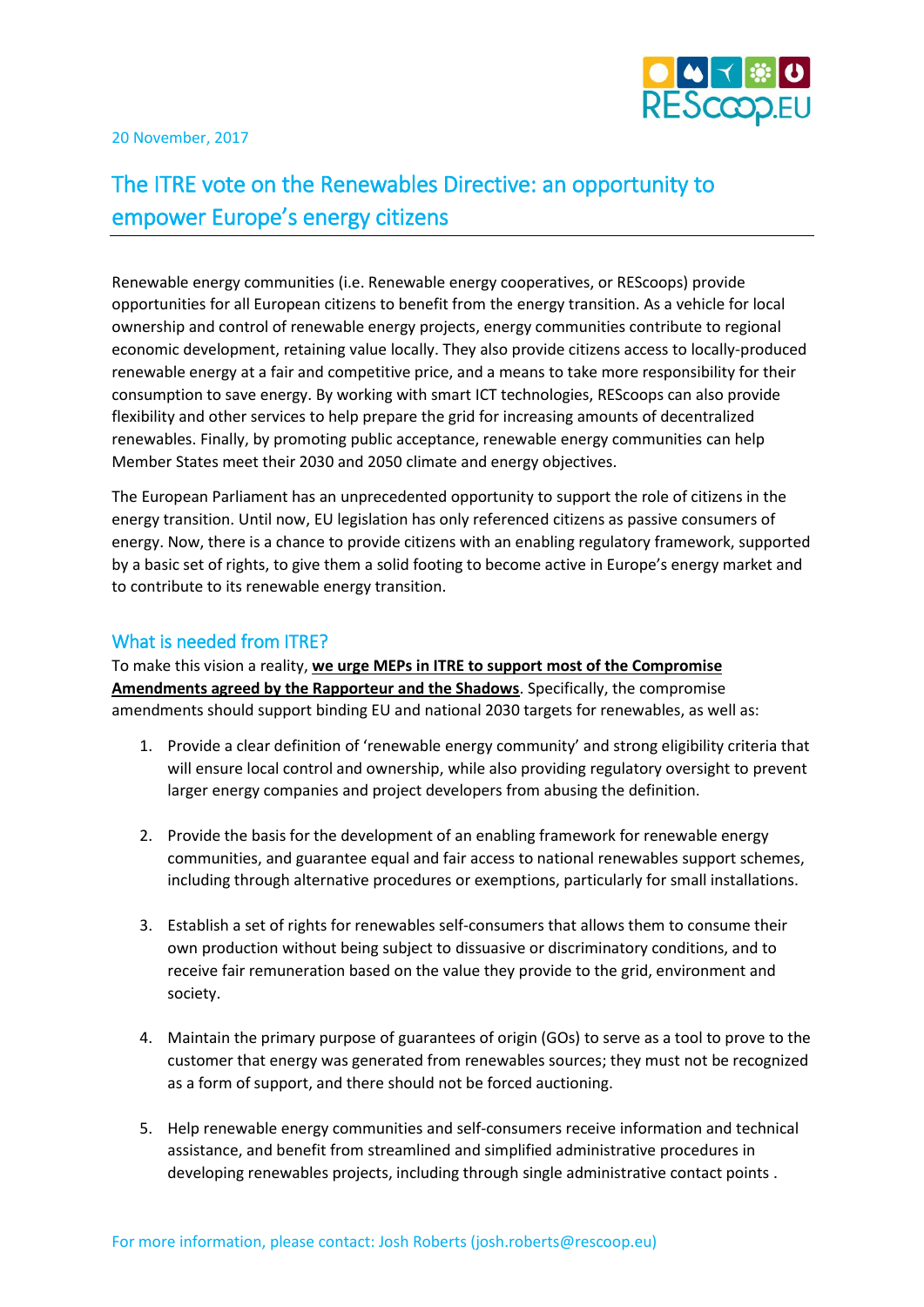20 November, 2017

# The ITRE vote on the Renewables Directive: an opportunity to empower Europe's energy citizens

Renewable energy communities (i.e. Renewable energy cooperatives, or REScoops) provide opportunities for all European citizens to benefit from the energy transition. As a vehicle for local ownership and control of renewable energy projects, energy communities contribute to regional economic development, retaining value locally. They also provide citizens access to locally-produced renewable energy at a fair and competitive price, and a means to take more responsibility for their consumption to save energy. By working with smart ICT technologies, REScoops can also provide flexibility and other services to help prepare the grid for increasing amounts of decentralized renewables. Finally, by promoting public acceptance, renewable energy communities can help Member States meet their 2030 and 2050 climate and energy objectives.

The European Parliament has an unprecedented opportunity to support the role of citizens in the energy transition. Until now, EU legislation has only referenced citizens as passive consumers of energy. Now, there is a chance to provide citizens with an enabling regulatory framework, supported by a basic set of rights, to give them a solid footing to become active in Europe's energy market and to contribute to its renewable energy transition.

## What is needed from ITRE?

To make this vision a reality, **we urge MEPs in ITRE to support most of the Compromise Amendments agreed by the Rapporteur and the Shadows**. Specifically, the compromise amendments should support binding EU and national 2030 targets for renewables, as well as:

1. Provide a clear definition of 'renewable energy community' and strong eligibility criteria that will ensure local control and ownership, while also providing regulatory oversight to prevent larger energy companies and project developers from abusing the definition.

2. Provide the basis for the development of an enabling framework for renewable energy communities, and guarantee equal and fair access to national renewables support schemes, including through alternative procedures or exemptions, particularly for small installations.

3. Establish a set of rights for renewables self-consumers that allows them to consume their own production without being subject to dissuasive or discriminatory conditions, and to receive fair remuneration based on the value they provide to the grid, environment and society.

4. Maintain the primary purpose of guarantees of origin (GOs) to serve as a tool to prove to the customer that energy was generated from renewables sources; they must not be recognized as a form of support, and there should not be forced auctioning.

5. Help renewable energy communities and self-consumers receive information and technical assistance, and benefit from streamlined and simplified administrative procedures in developing renewables projects, including through single administrative contact points .

For more information, please contact: Josh Roberts (josh.roberts@rescoop.eu)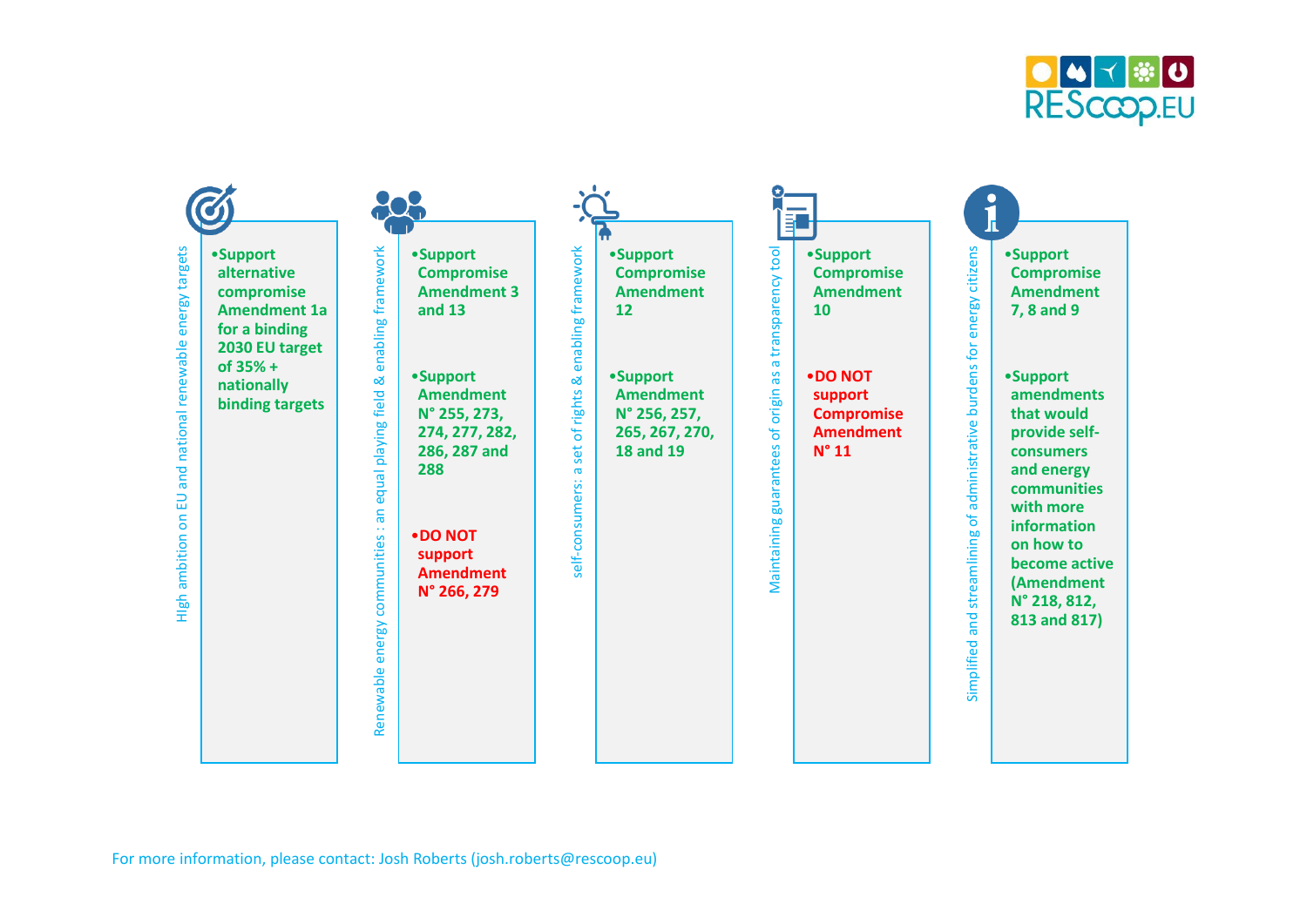## High ambition on EU and national renewable energy targets

- Support alternative compromise Amendment 1a for a binding 2030 EU target of 35% + nationally binding targets

## Renewable energy communities : an equal playing field & enabling framework

- Support Compromise Amendment 3 and 13
- Support Amendment N° 255, 273, 274, 277, 282, 286, 287 and 288
- DO NOT support Amendment N° 266, 279

## self-consumers: a set of rights & enabling framework

- Support Compromise Amendment 12
- Support Amendment N° 256, 257, 265, 267, 270, 18 and 19

## Maintaining guarantees of origin as a transparency tool

- Support Compromise Amendment 10
- DO NOT support Compromise Amendment N° 11

## Simplified and streamlining of administrative burdens for energy citizens

- Support Compromise Amendment 7, 8 and 9
- Support amendments that would provide self-consumers and energy communities with more information on how to become active (Amendment N° 218, 812, 813 and 817)

For more information, please contact: Josh Roberts (josh.roberts@rescoop.eu)